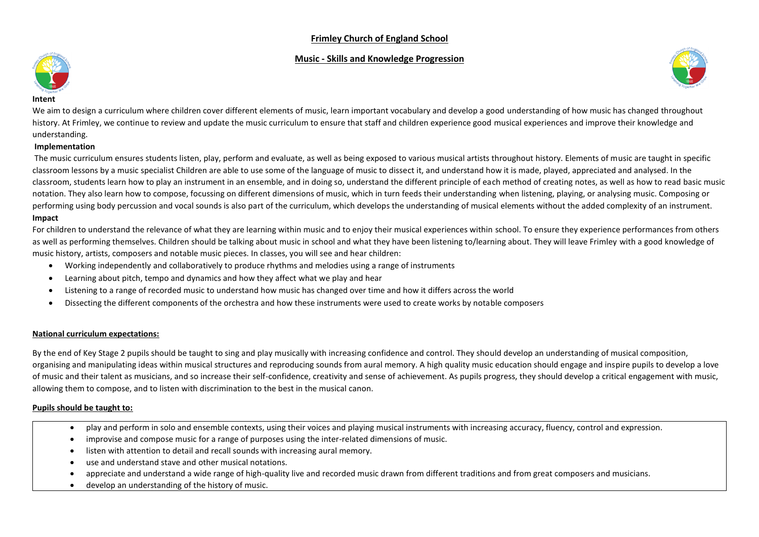# Frimley Church of England School

## Music - Skills and Knowledge Progression

### Intent

We aim to design a curriculum where children cover different elements of music, learn important vocabulary and develop a good understanding of how music has changed throughout history. At Frimley, we continue to review and update the music curriculum to ensure that staff and children experience good musical experiences and improve their knowledge and understanding.

### Implementation

The music curriculum ensures students listen, play, perform and evaluate, as well as being exposed to various musical artists throughout history. Elements of music are taught in specific classroom lessons by a music specialist Children are able to use some of the language of music to dissect it, and understand how it is made, played, appreciated and analysed. In the classroom, students learn how to play an instrument in an ensemble, and in doing so, understand the different principle of each method of creating notes, as well as how to read basic music notation. They also learn how to compose, focussing on different dimensions of music, which in turn feeds their understanding when listening, playing, or analysing music. Composing or performing using body percussion and vocal sounds is also part of the curriculum, which develops the understanding of musical elements without the added complexity of an instrument.

### Impact

For children to understand the relevance of what they are learning within music and to enjoy their musical experiences within school. To ensure they experience performances from others as well as performing themselves. Children should be talking about music in school and what they have been listening to/learning about. They will leave Frimley with a good knowledge of music history, artists, composers and notable music pieces. In classes, you will see and hear children:

- Working independently and collaboratively to produce rhythms and melodies using a range of instruments
- Learning about pitch, tempo and dynamics and how they affect what we play and hear
- Listening to a range of recorded music to understand how music has changed over time and how it differs across the world
- Dissecting the different components of the orchestra and how these instruments were used to create works by notable composers

**National curriculum expectations:**

By the end of Key Stage 2 pupils should be taught to sing and play musically with increasing confidence and control. They should develop an understanding of musical composition, organising and manipulating ideas within musical structures and reproducing sounds from aural memory. A high quality music education should engage and inspire pupils to develop a love of music and their talent as musicians, and so increase their self-confidence, creativity and sense of achievement. As pupils progress, they should develop a critical engagement with music, allowing them to compose, and to listen with discrimination to the best in the musical canon.

**Pupils should be taught to:**

- play and perform in solo and ensemble contexts, using their voices and playing musical instruments with increasing accuracy, fluency, control and expression.
- improvise and compose music for a range of purposes using the inter-related dimensions of music.
- listen with attention to detail and recall sounds with increasing aural memory.
- use and understand stave and other musical notations.
- appreciate and understand a wide range of high-quality live and recorded music drawn from different traditions and from great composers and musicians.
- develop an understanding of the history of music.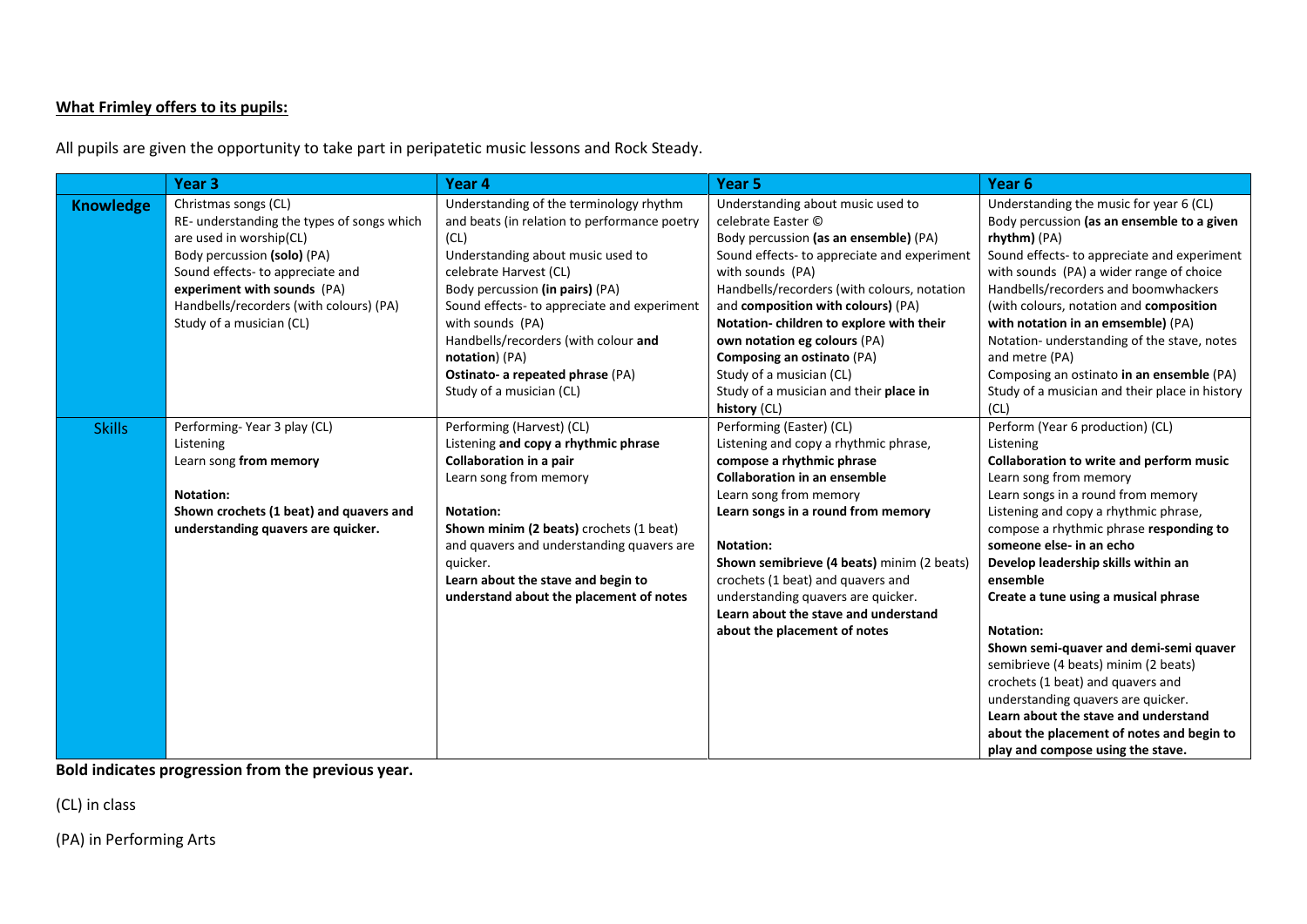**What Frimley offers to its pupils:**

All pupils are given the opportunity to take part in peripatetic music lessons and Rock Steady.

| | Year 3 | Year 4 | Year 5 | Year 6 |
|---|---|---|---|---|
| **Knowledge** | Christmas songs (CL)<br>RE- understanding the types of songs which are used in worship(CL)<br>Body percussion **(solo)** (PA)<br>Sound effects- to appreciate and **experiment with sounds** (PA)<br>Handbells/recorders (with colours) (PA)<br>Study of a musician (CL) | Understanding of the terminology rhythm and beats (in relation to performance poetry (CL)<br>Understanding about music used to celebrate Harvest (CL)<br>Body percussion **(in pairs)** (PA)<br>Sound effects- to appreciate and experiment with sounds (PA)<br>Handbells/recorders (with colour **and notation**) (PA)<br>**Ostinato- a repeated phrase** (PA)<br>Study of a musician (CL) | Understanding about music used to celebrate Easter ©<br>Body percussion **(as an ensemble)** (PA)<br>Sound effects- to appreciate and experiment with sounds (PA)<br>Handbells/recorders (with colours, notation and **composition with colours)** (PA)<br>**Notation- children to explore with their own notation eg colours** (PA)<br>**Composing an ostinato** (PA)<br>Study of a musician (CL)<br>Study of a musician and their **place in history** (CL) | Understanding the music for year 6 (CL)<br>Body percussion **(as an ensemble to a given rhythm)** (PA)<br>Sound effects- to appreciate and experiment with sounds (PA) a wider range of choice<br>Handbells/recorders and boomwhackers (with colours, notation and **composition with notation in an emsemble)** (PA)<br>Notation- understanding of the stave, notes and metre (PA)<br>Composing an ostinato **in an ensemble** (PA)<br>Study of a musician and their place in history (CL) |
| **Skills** | Performing- Year 3 play (CL)<br>Listening<br>Learn song **from memory**<br><br>**Notation:**<br>**Shown crochets (1 beat) and quavers and understanding quavers are quicker.** | Performing (Harvest) (CL)<br>Listening **and copy a rhythmic phrase**<br>**Collaboration in a pair**<br>Learn song from memory<br><br>**Notation:**<br>**Shown minim (2 beats)** crochets (1 beat) and quavers and understanding quavers are quicker.<br>**Learn about the stave and begin to understand about the placement of notes** | Performing (Easter) (CL)<br>Listening and copy a rhythmic phrase, **compose a rhythmic phrase**<br>**Collaboration in an ensemble**<br>Learn song from memory<br>**Learn songs in a round from memory**<br><br>**Notation:**<br>**Shown semibrieve (4 beats)** minim (2 beats) crochets (1 beat) and quavers and understanding quavers are quicker.<br>**Learn about the stave and understand about the placement of notes** | Perform (Year 6 production) (CL)<br>Listening<br>**Collaboration to write and perform music**<br>Learn song from memory<br>Learn songs in a round from memory<br>Listening and copy a rhythmic phrase, compose a rhythmic phrase **responding to someone else- in an echo**<br>**Develop leadership skills within an ensemble**<br>**Create a tune using a musical phrase**<br><br>**Notation:**<br>**Shown semi-quaver and demi-semi quaver** semibrieve (4 beats) minim (2 beats) crochets (1 beat) and quavers and understanding quavers are quicker.<br>**Learn about the stave and understand about the placement of notes and begin to play and compose using the stave.** |

**Bold indicates progression from the previous year.**

(CL) in class

(PA) in Performing Arts